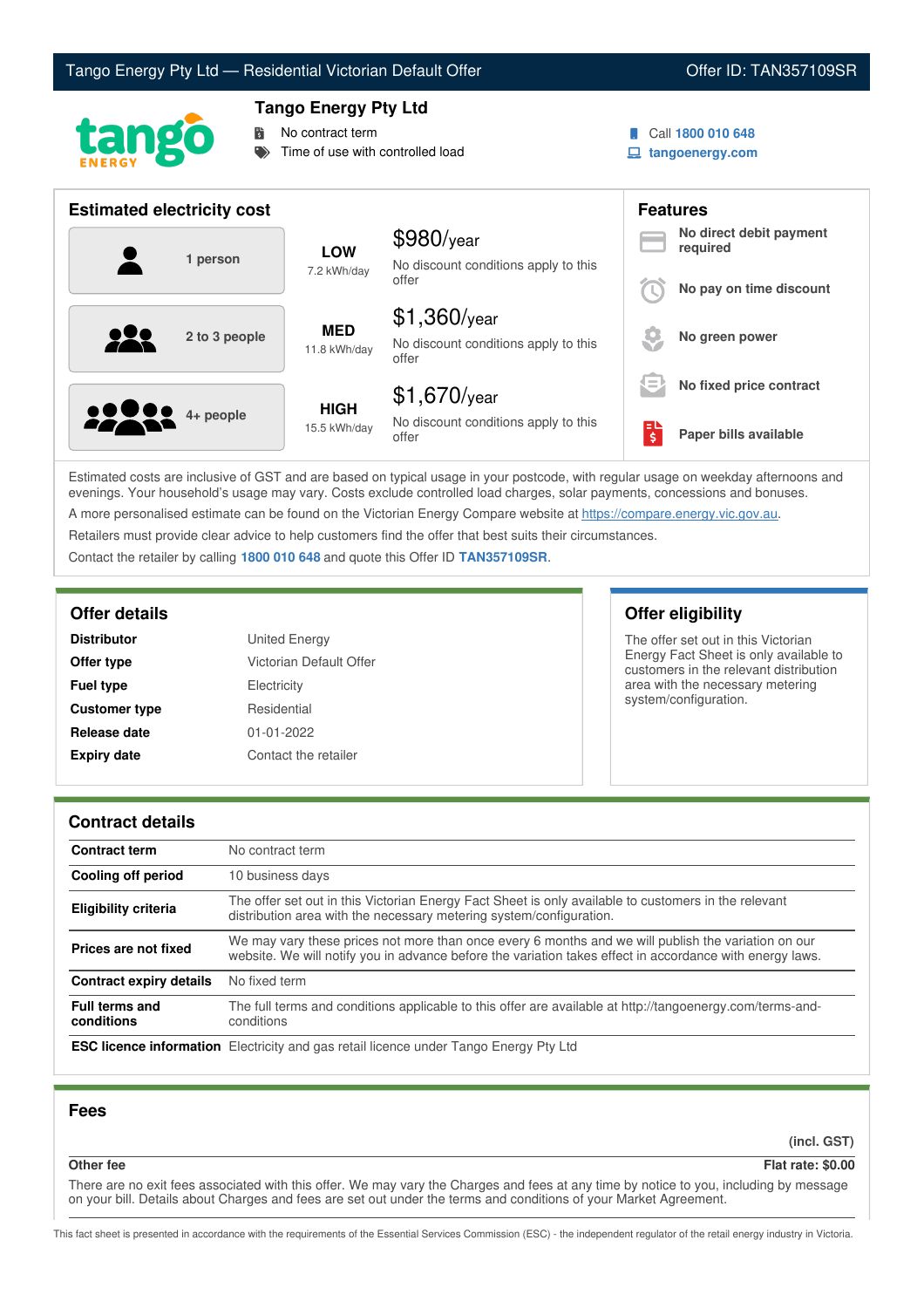# Tango Energy Pty Ltd — Residential Victorian Default Offer

Offer ID: TAN357109SR

## Tango Energy Pty Ltd

- No contract term
- Time of use with controlled load

Call **1800 010 648**
**tangoenergy.com**

## Estimated electricity cost

| Household | Usage | Cost |
|---|---|---|
| 1 person | **LOW** 7.2 kWh/day | $980/year<br>No discount conditions apply to this offer |
| 2 to 3 people | **MED** 11.8 kWh/day | $1,360/year<br>No discount conditions apply to this offer |
| 4+ people | **HIGH** 15.5 kWh/day | $1,670/year<br>No discount conditions apply to this offer |

## Features

- **No direct debit payment required**
- **No pay on time discount**
- **No green power**
- **No fixed price contract**
- **Paper bills available**

Estimated costs are inclusive of GST and are based on typical usage in your postcode, with regular usage on weekday afternoons and evenings. Your household's usage may vary. Costs exclude controlled load charges, solar payments, concessions and bonuses.

A more personalised estimate can be found on the Victorian Energy Compare website at https://compare.energy.vic.gov.au.

Retailers must provide clear advice to help customers find the offer that best suits their circumstances.

Contact the retailer by calling **1800 010 648** and quote this Offer ID **TAN357109SR**.

## Offer details

| | |
|---|---|
| **Distributor** | United Energy |
| **Offer type** | Victorian Default Offer |
| **Fuel type** | Electricity |
| **Customer type** | Residential |
| **Release date** | 01-01-2022 |
| **Expiry date** | Contact the retailer |

## Offer eligibility

The offer set out in this Victorian Energy Fact Sheet is only available to customers in the relevant distribution area with the necessary metering system/configuration.

## Contract details

| | |
|---|---|
| **Contract term** | No contract term |
| **Cooling off period** | 10 business days |
| **Eligibility criteria** | The offer set out in this Victorian Energy Fact Sheet is only available to customers in the relevant distribution area with the necessary metering system/configuration. |
| **Prices are not fixed** | We may vary these prices not more than once every 6 months and we will publish the variation on our website. We will notify you in advance before the variation takes effect in accordance with energy laws. |
| **Contract expiry details** | No fixed term |
| **Full terms and conditions** | The full terms and conditions applicable to this offer are available at http://tangoenergy.com/terms-and-conditions |
| **ESC licence information** | Electricity and gas retail licence under Tango Energy Pty Ltd |

## Fees

| | **(incl. GST)** |
|---|---|
| **Other fee** | **Flat rate: $0.00** |

There are no exit fees associated with this offer. We may vary the Charges and fees at any time by notice to you, including by message on your bill. Details about Charges and fees are set out under the terms and conditions of your Market Agreement.

This fact sheet is presented in accordance with the requirements of the Essential Services Commission (ESC) - the independent regulator of the retail energy industry in Victoria.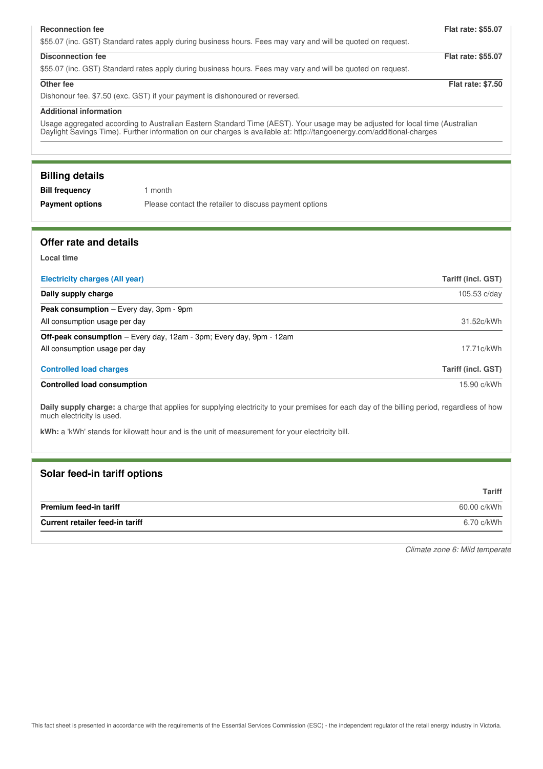| | |
|---|---|
| **Reconnection fee** | **Flat rate: $55.07** |
| $55.07 (inc. GST) Standard rates apply during business hours. Fees may vary and will be quoted on request. | |
| **Disconnection fee** | **Flat rate: $55.07** |
| $55.07 (inc. GST) Standard rates apply during business hours. Fees may vary and will be quoted on request. | |
| **Other fee** | **Flat rate: $7.50** |
| Dishonour fee. $7.50 (exc. GST) if your payment is dishonoured or reversed. | |

**Additional information**

Usage aggregated according to Australian Eastern Standard Time (AEST). Your usage may be adjusted for local time (Australian Daylight Savings Time). Further information on our charges is available at: http://tangoenergy.com/additional-charges

## Billing details

| | |
|---|---|
| **Bill frequency** | 1 month |
| **Payment options** | Please contact the retailer to discuss payment options |

## Offer rate and details

**Local time**

| Electricity charges (All year) | Tariff (incl. GST) |
|---|---|
| **Daily supply charge** | 105.53 c/day |
| **Peak consumption** – Every day, 3pm - 9pm<br>All consumption usage per day | 31.52c/kWh |
| **Off-peak consumption** – Every day, 12am - 3pm; Every day, 9pm - 12am<br>All consumption usage per day | 17.71c/kWh |

| Controlled load charges | Tariff (incl. GST) |
|---|---|
| **Controlled load consumption** | 15.90 c/kWh |

**Daily supply charge:** a charge that applies for supplying electricity to your premises for each day of the billing period, regardless of how much electricity is used.

**kWh:** a 'kWh' stands for kilowatt hour and is the unit of measurement for your electricity bill.

## Solar feed-in tariff options

| | Tariff |
|---|---|
| **Premium feed-in tariff** | 60.00 c/kWh |
| **Current retailer feed-in tariff** | 6.70 c/kWh |

*Climate zone 6: Mild temperate*

This fact sheet is presented in accordance with the requirements of the Essential Services Commission (ESC) - the independent regulator of the retail energy industry in Victoria.